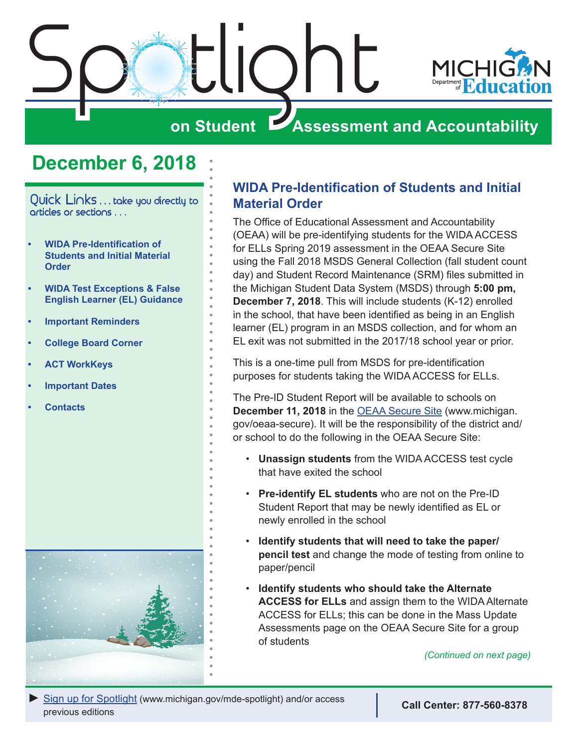# Spotlight on Student Assessment and Accountability

Michigan Department of Education

## December 6, 2018

Quick Links . . . take you directly to articles or sections . . .

- WIDA Pre-Identification of Students and Initial Material Order
- WIDA Test Exceptions & False English Learner (EL) Guidance
- Important Reminders
- College Board Corner
- ACT WorkKeys
- Important Dates
- Contacts

## WIDA Pre-Identification of Students and Initial Material Order

The Office of Educational Assessment and Accountability (OEAA) will be pre-identifying students for the WIDA ACCESS for ELLs Spring 2019 assessment in the OEAA Secure Site using the Fall 2018 MSDS General Collection (fall student count day) and Student Record Maintenance (SRM) files submitted in the Michigan Student Data System (MSDS) through **5:00 pm, December 7, 2018**. This will include students (K-12) enrolled in the school, that have been identified as being in an English learner (EL) program in an MSDS collection, and for whom an EL exit was not submitted in the 2017/18 school year or prior.

This is a one-time pull from MSDS for pre-identification purposes for students taking the WIDA ACCESS for ELLs.

The Pre-ID Student Report will be available to schools on **December 11, 2018** in the OEAA Secure Site (www.michigan.gov/oeaa-secure). It will be the responsibility of the district and/or school to do the following in the OEAA Secure Site:

- **Unassign students** from the WIDA ACCESS test cycle that have exited the school
- **Pre-identify EL students** who are not on the Pre-ID Student Report that may be newly identified as EL or newly enrolled in the school
- **Identify students that will need to take the paper/pencil test** and change the mode of testing from online to paper/pencil
- **Identify students who should take the Alternate ACCESS for ELLs** and assign them to the WIDA Alternate ACCESS for ELLs; this can be done in the Mass Update Assessments page on the OEAA Secure Site for a group of students

*(Continued on next page)*

► Sign up for Spotlight (www.michigan.gov/mde-spotlight) and/or access previous editions

**Call Center: 877-560-8378**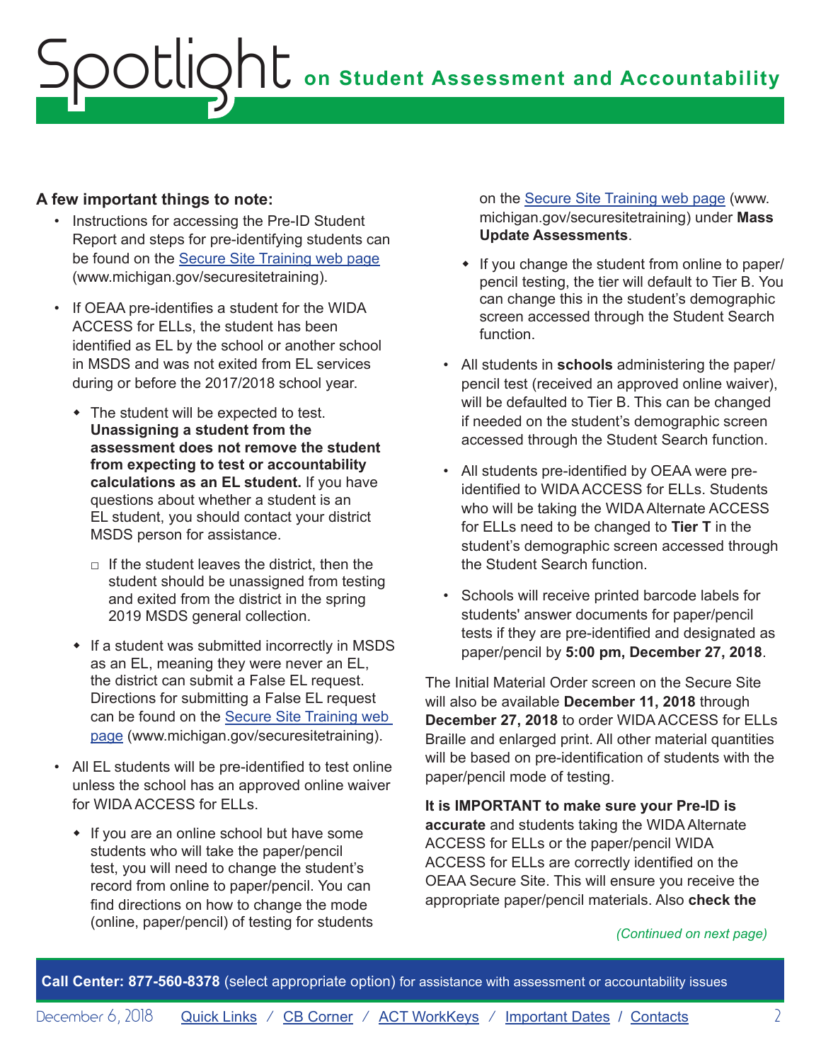**A few important things to note:**

- Instructions for accessing the Pre-ID Student Report and steps for pre-identifying students can be found on the [Secure Site Training web page](www.michigan.gov/securesitetraining) (www.michigan.gov/securesitetraining).
- If OEAA pre-identifies a student for the WIDA ACCESS for ELLs, the student has been identified as EL by the school or another school in MSDS and was not exited from EL services during or before the 2017/2018 school year.
    - The student will be expected to test. **Unassigning a student from the assessment does not remove the student from expecting to test or accountability calculations as an EL student.** If you have questions about whether a student is an EL student, you should contact your district MSDS person for assistance.
        - If the student leaves the district, then the student should be unassigned from testing and exited from the district in the spring 2019 MSDS general collection.
    - If a student was submitted incorrectly in MSDS as an EL, meaning they were never an EL, the district can submit a False EL request. Directions for submitting a False EL request can be found on the [Secure Site Training web page](www.michigan.gov/securesitetraining) (www.michigan.gov/securesitetraining).
- All EL students will be pre-identified to test online unless the school has an approved online waiver for WIDA ACCESS for ELLs.
    - If you are an online school but have some students who will take the paper/pencil test, you will need to change the student's record from online to paper/pencil. You can find directions on how to change the mode (online, paper/pencil) of testing for students on the [Secure Site Training web page](www.michigan.gov/securesitetraining) (www.michigan.gov/securesitetraining) under **Mass Update Assessments**.
    - If you change the student from online to paper/pencil testing, the tier will default to Tier B. You can change this in the student's demographic screen accessed through the Student Search function.
- All students in **schools** administering the paper/pencil test (received an approved online waiver), will be defaulted to Tier B. This can be changed if needed on the student's demographic screen accessed through the Student Search function.
- All students pre-identified by OEAA were pre-identified to WIDA ACCESS for ELLs. Students who will be taking the WIDA Alternate ACCESS for ELLs need to be changed to **Tier T** in the student's demographic screen accessed through the Student Search function.
- Schools will receive printed barcode labels for students' answer documents for paper/pencil tests if they are pre-identified and designated as paper/pencil by **5:00 pm, December 27, 2018**.

The Initial Material Order screen on the Secure Site will also be available **December 11, 2018** through **December 27, 2018** to order WIDA ACCESS for ELLs Braille and enlarged print. All other material quantities will be based on pre-identification of students with the paper/pencil mode of testing.

**It is IMPORTANT to make sure your Pre-ID is accurate** and students taking the WIDA Alternate ACCESS for ELLs or the paper/pencil WIDA ACCESS for ELLs are correctly identified on the OEAA Secure Site. This will ensure you receive the appropriate paper/pencil materials. Also **check the**

*(Continued on next page)*

**Call Center: 877-560-8378** (select appropriate option) for assistance with assessment or accountability issues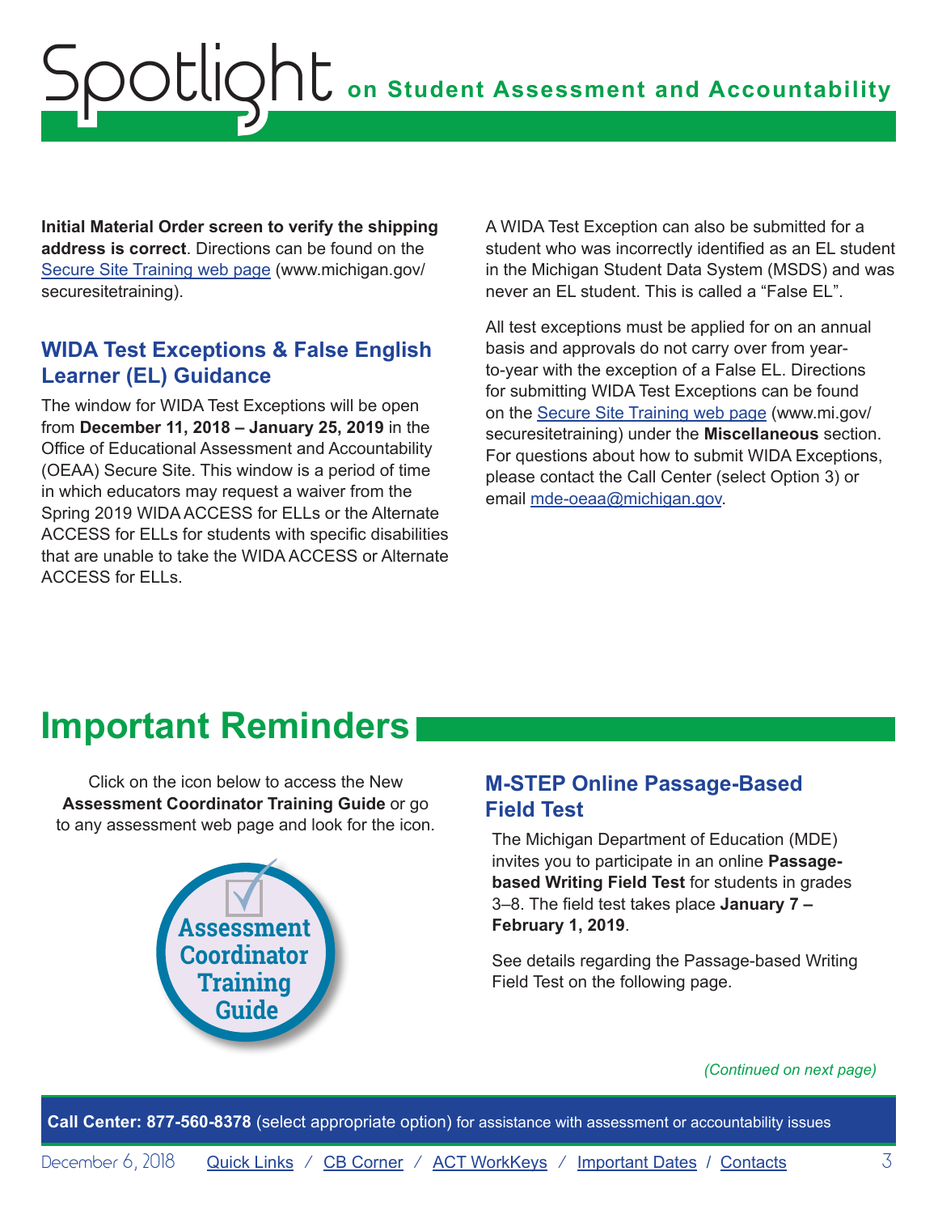**Initial Material Order screen to verify the shipping address is correct**. Directions can be found on the Secure Site Training web page (www.michigan.gov/securesitetraining).

## WIDA Test Exceptions & False English Learner (EL) Guidance

The window for WIDA Test Exceptions will be open from **December 11, 2018 – January 25, 2019** in the Office of Educational Assessment and Accountability (OEAA) Secure Site. This window is a period of time in which educators may request a waiver from the Spring 2019 WIDA ACCESS for ELLs or the Alternate ACCESS for ELLs for students with specific disabilities that are unable to take the WIDA ACCESS or Alternate ACCESS for ELLs.

A WIDA Test Exception can also be submitted for a student who was incorrectly identified as an EL student in the Michigan Student Data System (MSDS) and was never an EL student. This is called a "False EL".

All test exceptions must be applied for on an annual basis and approvals do not carry over from year-to-year with the exception of a False EL. Directions for submitting WIDA Test Exceptions can be found on the Secure Site Training web page (www.mi.gov/securesitetraining) under the **Miscellaneous** section. For questions about how to submit WIDA Exceptions, please contact the Call Center (select Option 3) or email mde-oeaa@michigan.gov.

# Important Reminders

Click on the icon below to access the New **Assessment Coordinator Training Guide** or go to any assessment web page and look for the icon.

Assessment Coordinator Training Guide

## M-STEP Online Passage-Based Field Test

The Michigan Department of Education (MDE) invites you to participate in an online **Passage-based Writing Field Test** for students in grades 3–8. The field test takes place **January 7 – February 1, 2019**.

See details regarding the Passage-based Writing Field Test on the following page.

*(Continued on next page)*

**Call Center: 877-560-8378** (select appropriate option) for assistance with assessment or accountability issues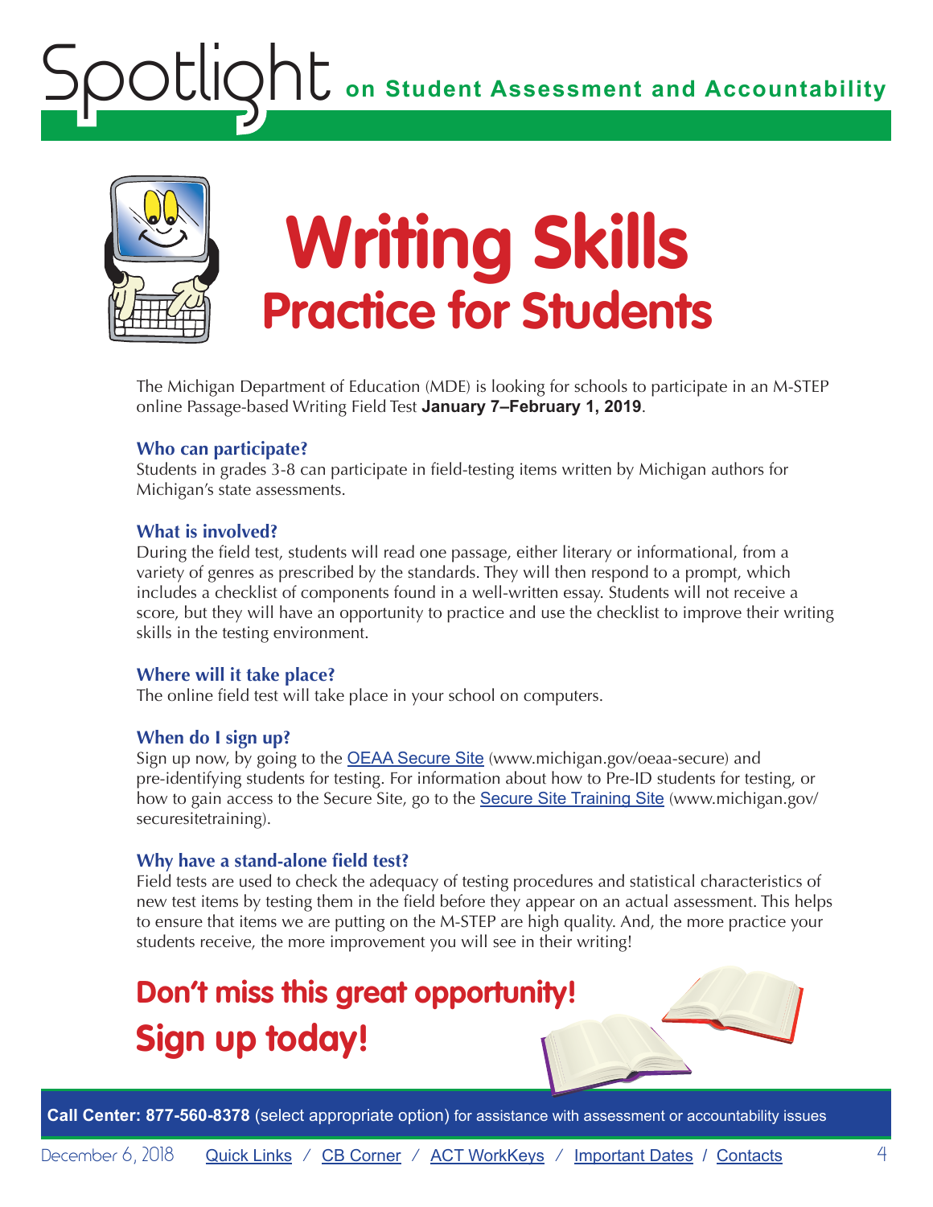# Writing Skills

## Practice for Students

The Michigan Department of Education (MDE) is looking for schools to participate in an M-STEP online Passage-based Writing Field Test **January 7–February 1, 2019**.

### Who can participate?

Students in grades 3-8 can participate in field-testing items written by Michigan authors for Michigan's state assessments.

### What is involved?

During the field test, students will read one passage, either literary or informational, from a variety of genres as prescribed by the standards. They will then respond to a prompt, which includes a checklist of components found in a well-written essay. Students will not receive a score, but they will have an opportunity to practice and use the checklist to improve their writing skills in the testing environment.

### Where will it take place?

The online field test will take place in your school on computers.

### When do I sign up?

Sign up now, by going to the OEAA Secure Site (www.michigan.gov/oeaa-secure) and pre-identifying students for testing. For information about how to Pre-ID students for testing, or how to gain access to the Secure Site, go to the Secure Site Training Site (www.michigan.gov/securesitetraining).

### Why have a stand-alone field test?

Field tests are used to check the adequacy of testing procedures and statistical characteristics of new test items by testing them in the field before they appear on an actual assessment. This helps to ensure that items we are putting on the M-STEP are high quality. And, the more practice your students receive, the more improvement you will see in their writing!

## Don't miss this great opportunity! Sign up today!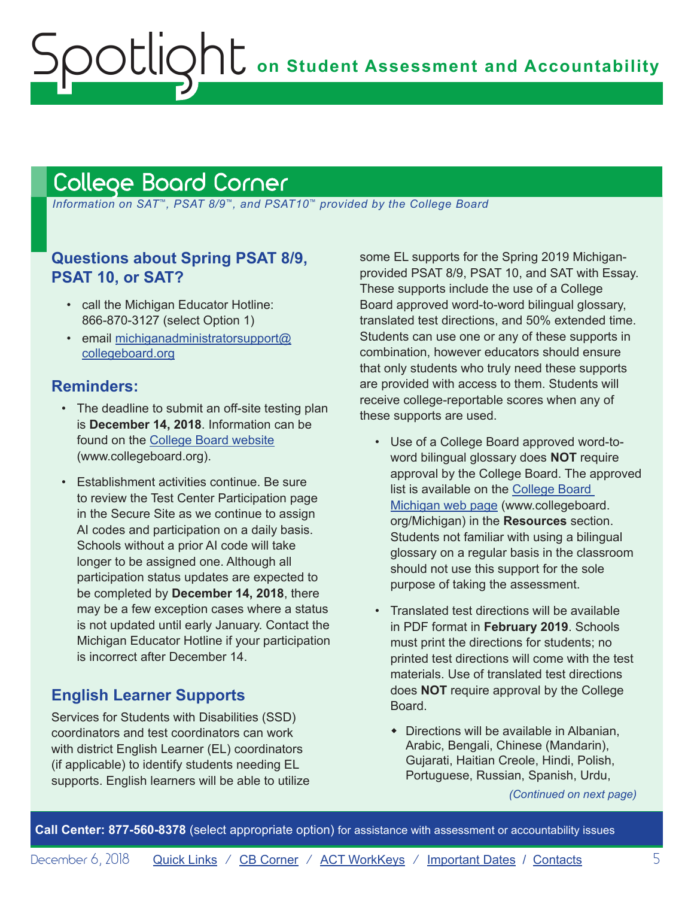## College Board Corner

*Information on SAT™, PSAT 8/9™, and PSAT10™ provided by the College Board*

### Questions about Spring PSAT 8/9, PSAT 10, or SAT?

- call the Michigan Educator Hotline: 866-870-3127 (select Option 1)
- email michiganadministratorsupport@collegeboard.org

### Reminders:

- The deadline to submit an off-site testing plan is **December 14, 2018**. Information can be found on the College Board website (www.collegeboard.org).
- Establishment activities continue. Be sure to review the Test Center Participation page in the Secure Site as we continue to assign AI codes and participation on a daily basis. Schools without a prior AI code will take longer to be assigned one. Although all participation status updates are expected to be completed by **December 14, 2018**, there may be a few exception cases where a status is not updated until early January. Contact the Michigan Educator Hotline if your participation is incorrect after December 14.

### English Learner Supports

Services for Students with Disabilities (SSD) coordinators and test coordinators can work with district English Learner (EL) coordinators (if applicable) to identify students needing EL supports. English learners will be able to utilize some EL supports for the Spring 2019 Michigan-provided PSAT 8/9, PSAT 10, and SAT with Essay. These supports include the use of a College Board approved word-to-word bilingual glossary, translated test directions, and 50% extended time. Students can use one or any of these supports in combination, however educators should ensure that only students who truly need these supports are provided with access to them. Students will receive college-reportable scores when any of these supports are used.

- Use of a College Board approved word-to-word bilingual glossary does **NOT** require approval by the College Board. The approved list is available on the College Board Michigan web page (www.collegeboard.org/Michigan) in the **Resources** section. Students not familiar with using a bilingual glossary on a regular basis in the classroom should not use this support for the sole purpose of taking the assessment.
- Translated test directions will be available in PDF format in **February 2019**. Schools must print the directions for students; no printed test directions will come with the test materials. Use of translated test directions does **NOT** require approval by the College Board.
  - Directions will be available in Albanian, Arabic, Bengali, Chinese (Mandarin), Gujarati, Haitian Creole, Hindi, Polish, Portuguese, Russian, Spanish, Urdu,

*(Continued on next page)*

**Call Center: 877-560-8378** (select appropriate option) for assistance with assessment or accountability issues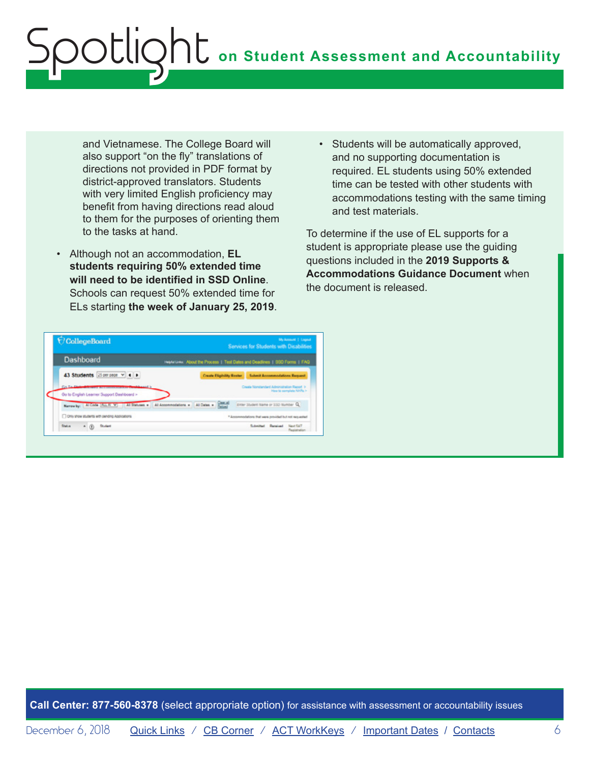and Vietnamese. The College Board will also support "on the fly" translations of directions not provided in PDF format by district-approved translators. Students with very limited English proficiency may benefit from having directions read aloud to them for the purposes of orienting them to the tasks at hand.

- Although not an accommodation, **EL students requiring 50% extended time will need to be identified in SSD Online**. Schools can request 50% extended time for ELs starting **the week of January 25, 2019**.
- Students will be automatically approved, and no supporting documentation is required. EL students using 50% extended time can be tested with other students with accommodations testing with the same timing and test materials.

To determine if the use of EL supports for a student is appropriate please use the guiding questions included in the **2019 Supports & Accommodations Guidance Document** when the document is released.

**Call Center: 877-560-8378** (select appropriate option) for assistance with assessment or accountability issues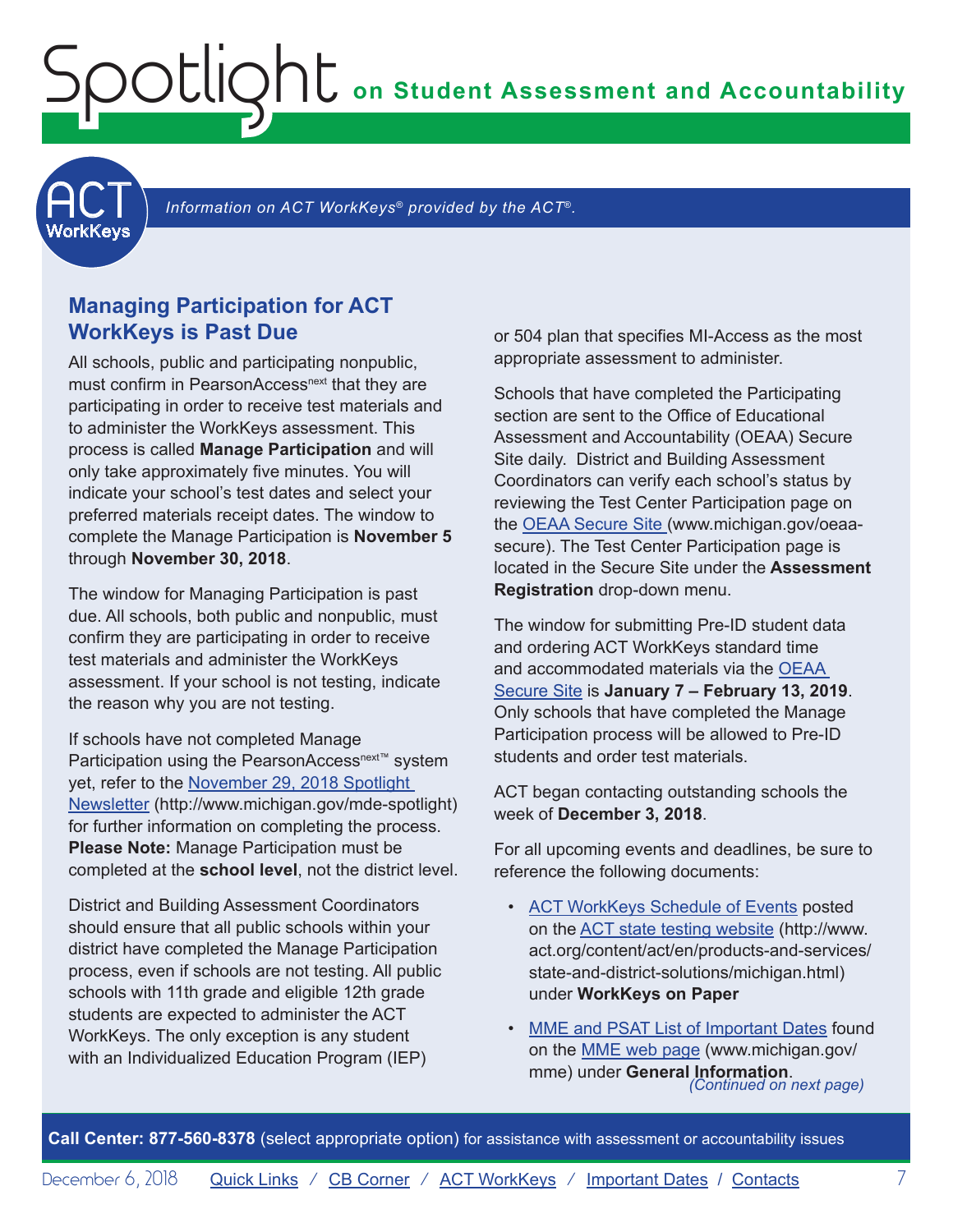Information on ACT WorkKeys® provided by the ACT®.

## Managing Participation for ACT WorkKeys is Past Due

All schools, public and participating nonpublic, must confirm in PearsonAccess[next] that they are participating in order to receive test materials and to administer the WorkKeys assessment. This process is called **Manage Participation** and will only take approximately five minutes. You will indicate your school's test dates and select your preferred materials receipt dates. The window to complete the Manage Participation is **November 5** through **November 30, 2018**.

The window for Managing Participation is past due. All schools, both public and nonpublic, must confirm they are participating in order to receive test materials and administer the WorkKeys assessment. If your school is not testing, indicate the reason why you are not testing.

If schools have not completed Manage Participation using the PearsonAccess[next™] system yet, refer to the [November 29, 2018 Spotlight Newsletter](http://www.michigan.gov/mde-spotlight) (http://www.michigan.gov/mde-spotlight) for further information on completing the process. **Please Note:** Manage Participation must be completed at the **school level**, not the district level.

District and Building Assessment Coordinators should ensure that all public schools within your district have completed the Manage Participation process, even if schools are not testing. All public schools with 11th grade and eligible 12th grade students are expected to administer the ACT WorkKeys. The only exception is any student with an Individualized Education Program (IEP) or 504 plan that specifies MI-Access as the most appropriate assessment to administer.

Schools that have completed the Participating section are sent to the Office of Educational Assessment and Accountability (OEAA) Secure Site daily. District and Building Assessment Coordinators can verify each school's status by reviewing the Test Center Participation page on the [OEAA Secure Site](http://www.michigan.gov/oeaa-secure) (www.michigan.gov/oeaa-secure). The Test Center Participation page is located in the Secure Site under the **Assessment Registration** drop-down menu.

The window for submitting Pre-ID student data and ordering ACT WorkKeys standard time and accommodated materials via the [OEAA Secure Site](http://www.michigan.gov/oeaa-secure) is **January 7 – February 13, 2019**. Only schools that have completed the Manage Participation process will be allowed to Pre-ID students and order test materials.

ACT began contacting outstanding schools the week of **December 3, 2018**.

For all upcoming events and deadlines, be sure to reference the following documents:

- ACT WorkKeys Schedule of Events posted on the ACT state testing website (http://www.act.org/content/act/en/products-and-services/state-and-district-solutions/michigan.html) under **WorkKeys on Paper**
- MME and PSAT List of Important Dates found on the MME web page (www.michigan.gov/mme) under **General Information**.

*(Continued on next page)*

**Call Center: 877-560-8378** (select appropriate option) for assistance with assessment or accountability issues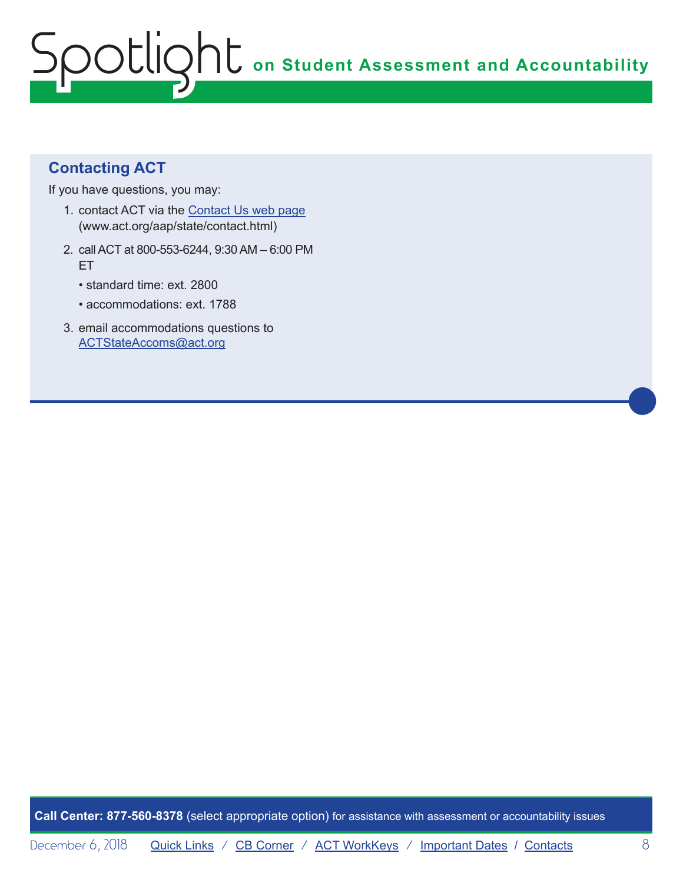## Contacting ACT

If you have questions, you may:

1. contact ACT via the [Contact Us web page](www.act.org/aap/state/contact.html) (www.act.org/aap/state/contact.html)
2. call ACT at 800-553-6244, 9:30 AM – 6:00 PM ET
   - standard time: ext. 2800
   - accommodations: ext. 1788
3. email accommodations questions to ACTStateAccoms@act.org

**Call Center: 877-560-8378** (select appropriate option) for assistance with assessment or accountability issues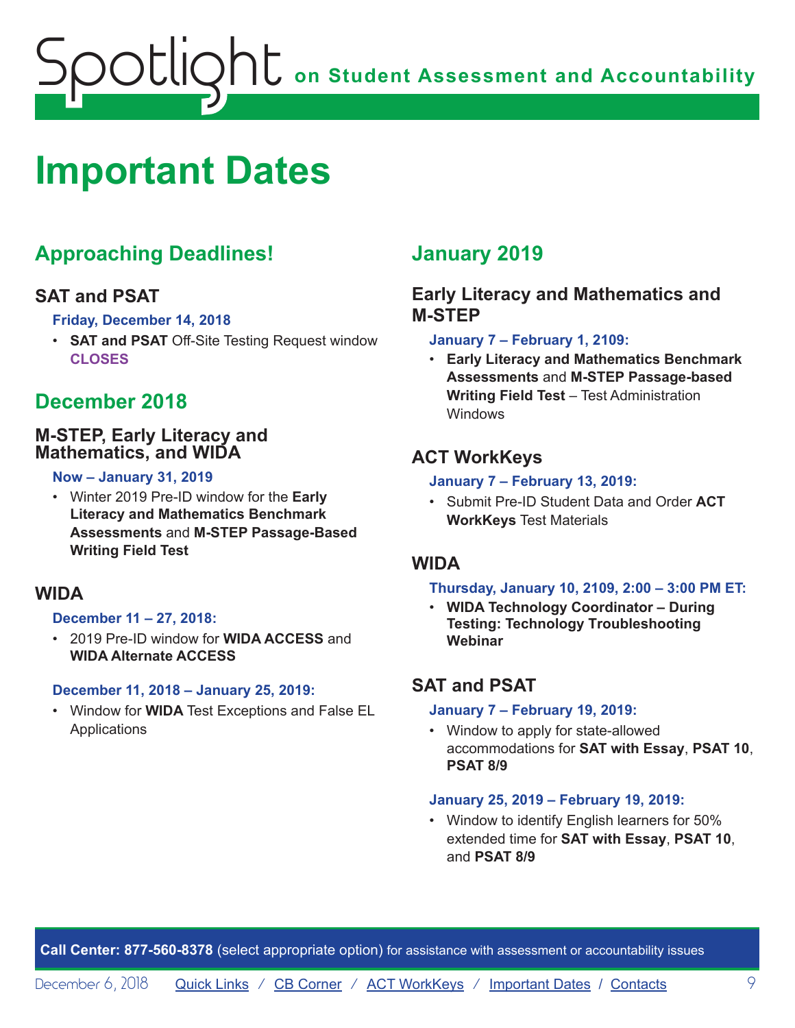# Important Dates

## Approaching Deadlines!

### SAT and PSAT

**Friday, December 14, 2018**

- **SAT and PSAT** Off-Site Testing Request window **CLOSES**

## December 2018

### M-STEP, Early Literacy and Mathematics, and WIDA

**Now – January 31, 2019**

- Winter 2019 Pre-ID window for the **Early Literacy and Mathematics Benchmark Assessments** and **M-STEP Passage-Based Writing Field Test**

### WIDA

**December 11 – 27, 2018:**

- 2019 Pre-ID window for **WIDA ACCESS** and **WIDA Alternate ACCESS**

**December 11, 2018 – January 25, 2019:**

- Window for **WIDA** Test Exceptions and False EL Applications

## January 2019

### Early Literacy and Mathematics and M-STEP

**January 7 – February 1, 2109:**

- **Early Literacy and Mathematics Benchmark Assessments** and **M-STEP Passage-based Writing Field Test** – Test Administration Windows

### ACT WorkKeys

**January 7 – February 13, 2019:**

- Submit Pre-ID Student Data and Order **ACT WorkKeys** Test Materials

### WIDA

**Thursday, January 10, 2109, 2:00 – 3:00 PM ET:**

- **WIDA Technology Coordinator – During Testing: Technology Troubleshooting Webinar**

### SAT and PSAT

**January 7 – February 19, 2019:**

- Window to apply for state-allowed accommodations for **SAT with Essay**, **PSAT 10**, **PSAT 8/9**

**January 25, 2019 – February 19, 2019:**

- Window to identify English learners for 50% extended time for **SAT with Essay**, **PSAT 10**, and **PSAT 8/9**

**Call Center: 877-560-8378** (select appropriate option) for assistance with assessment or accountability issues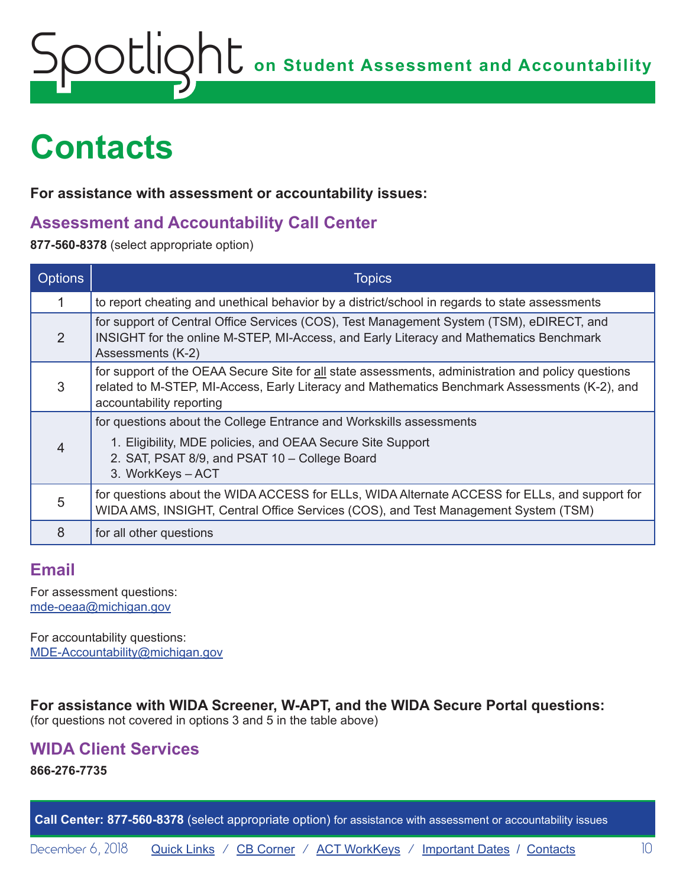# Contacts

**For assistance with assessment or accountability issues:**

## Assessment and Accountability Call Center

**877-560-8378** (select appropriate option)

| Options | Topics |
|---|---|
| 1 | to report cheating and unethical behavior by a district/school in regards to state assessments |
| 2 | for support of Central Office Services (COS), Test Management System (TSM), eDIRECT, and INSIGHT for the online M-STEP, MI-Access, and Early Literacy and Mathematics Benchmark Assessments (K-2) |
| 3 | for support of the OEAA Secure Site for all state assessments, administration and policy questions related to M-STEP, MI-Access, Early Literacy and Mathematics Benchmark Assessments (K-2), and accountability reporting |
| 4 | for questions about the College Entrance and Workskills assessments<br>1. Eligibility, MDE policies, and OEAA Secure Site Support<br>2. SAT, PSAT 8/9, and PSAT 10 – College Board<br>3. WorkKeys – ACT |
| 5 | for questions about the WIDA ACCESS for ELLs, WIDA Alternate ACCESS for ELLs, and support for WIDA AMS, INSIGHT, Central Office Services (COS), and Test Management System (TSM) |
| 8 | for all other questions |

## Email

For assessment questions:
mde-oeaa@michigan.gov

For accountability questions:
MDE-Accountability@michigan.gov

**For assistance with WIDA Screener, W-APT, and the WIDA Secure Portal questions:**
(for questions not covered in options 3 and 5 in the table above)

## WIDA Client Services

**866-276-7735**

**Call Center: 877-560-8378** (select appropriate option) for assistance with assessment or accountability issues